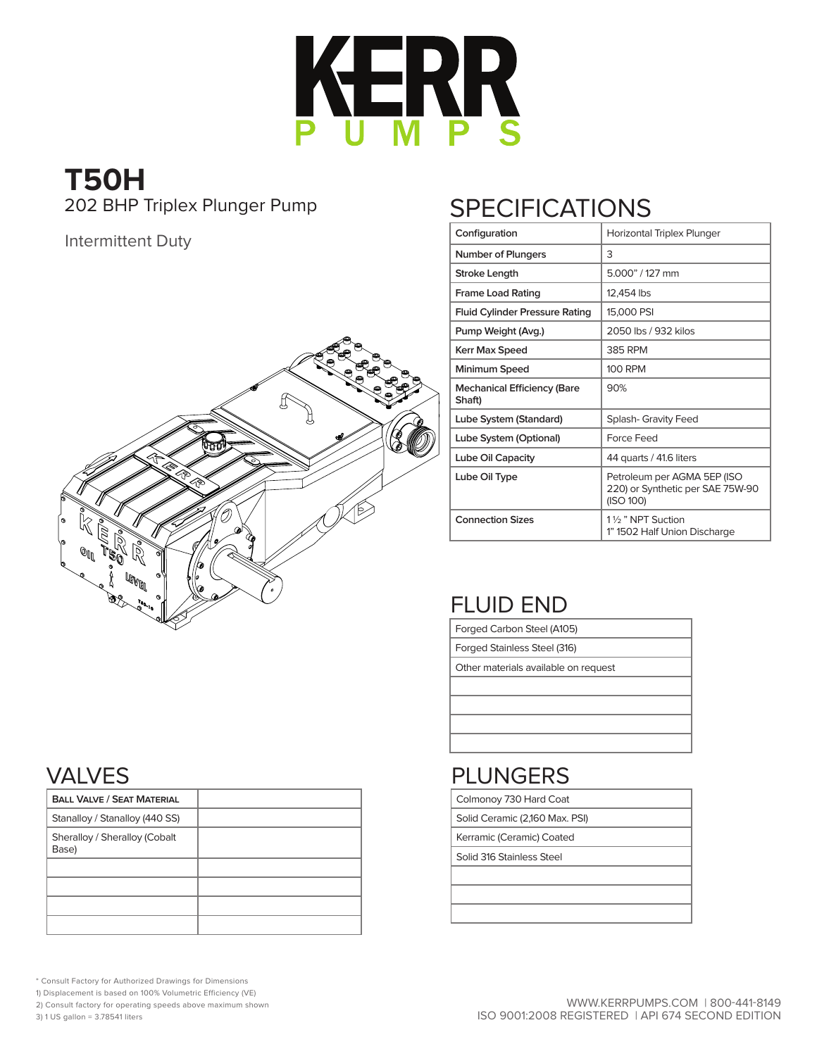# KERR PUMPS

## T50H

202 BHP Triplex Plunger Pump

Intermittent Duty

## SPECIFICATIONS

| Configuration | Horizontal Triplex Plunger |
|---|---|
| Number of Plungers | 3 |
| Stroke Length | 5.000" / 127 mm |
| Frame Load Rating | 12,454 lbs |
| Fluid Cylinder Pressure Rating | 15,000 PSI |
| Pump Weight (Avg.) | 2050 lbs / 932 kilos |
| Kerr Max Speed | 385 RPM |
| Minimum Speed | 100 RPM |
| Mechanical Efficiency (Bare Shaft) | 90% |
| Lube System (Standard) | Splash- Gravity Feed |
| Lube System (Optional) | Force Feed |
| Lube Oil Capacity | 44 quarts / 41.6 liters |
| Lube Oil Type | Petroleum per AGMA 5EP (ISO 220) or Synthetic per SAE 75W-90 (ISO 100) |
| Connection Sizes | 1½ " NPT Suction<br>1" 1502 Half Union Discharge |

## FLUID END

| |
|---|
| Forged Carbon Steel (A105) |
| Forged Stainless Steel (316) |
| Other materials available on request |
| |
| |
| |
| |

## VALVES

| Ball Valve / Seat Material | |
|---|---|
| Stanalloy / Stanalloy (440 SS) | |
| Sheralloy / Sheralloy (Cobalt Base) | |
| | |
| | |
| | |
| | |

## PLUNGERS

| |
|---|
| Colmonoy 730 Hard Coat |
| Solid Ceramic (2,160 Max. PSI) |
| Kerramic (Ceramic) Coated |
| Solid 316 Stainless Steel |
| |
| |
| |

* Consult Factory for Authorized Drawings for Dimensions
1) Displacement is based on 100% Volumetric Efficiency (VE)
2) Consult factory for operating speeds above maximum shown
3) 1 US gallon = 3.78541 liters

WWW.KERRPUMPS.COM | 800-441-8149
ISO 9001:2008 REGISTERED | API 674 SECOND EDITION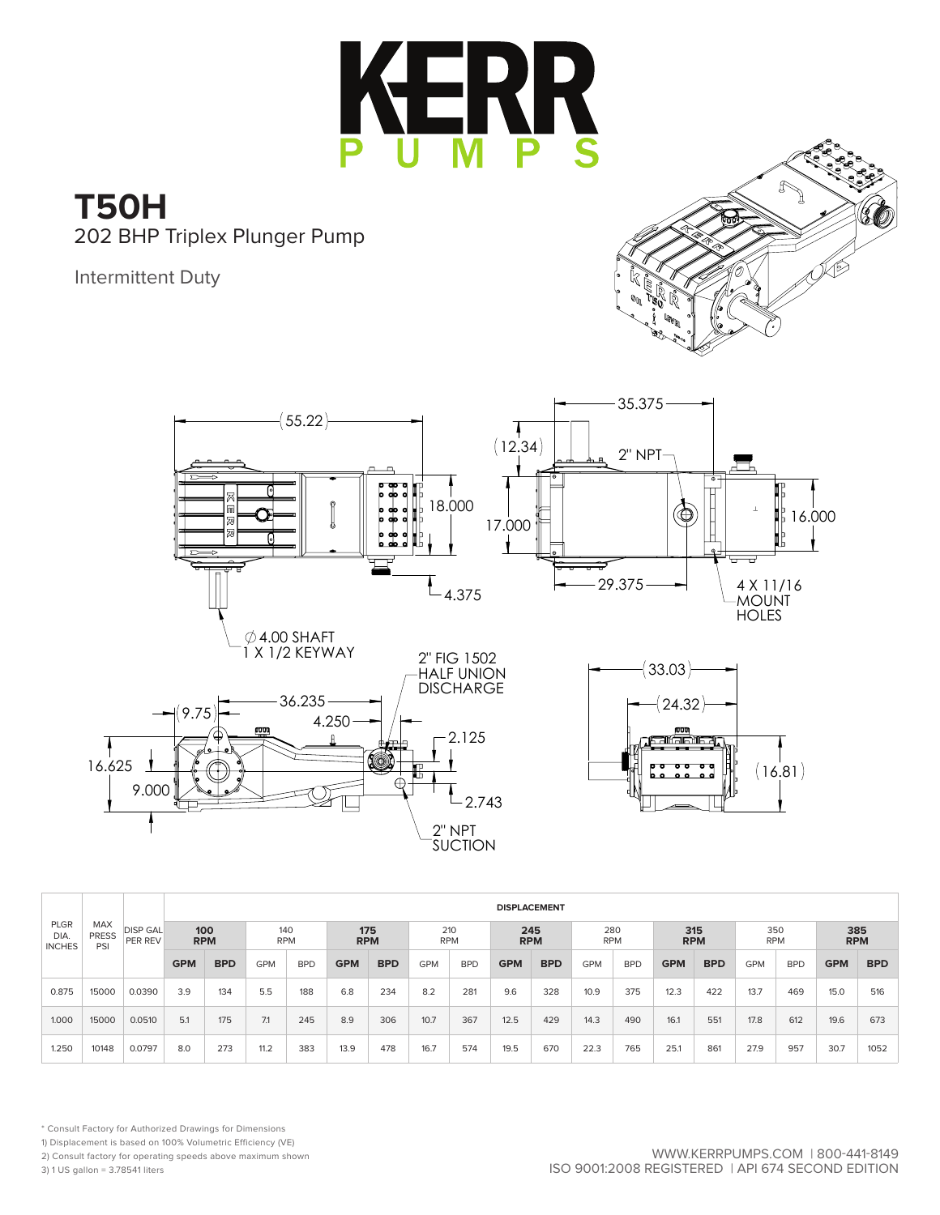# KERR PUMPS

## T50H

202 BHP Triplex Plunger Pump

Intermittent Duty

(55.22)

18.000

4.375

∅ 4.00 SHAFT
1 X 1/2 KEYWAY

35.375

(12.34)

2" NPT

17.000

16.000

29.375

4 X 11/16
MOUNT
HOLES

2" FIG 1502
HALF UNION
DISCHARGE

(9.75)

36.235

4.250

2.125

16.625

9.000

2.743

2" NPT
SUCTION

(33.03)

(24.32)

(16.81)

| PLGR DIA. INCHES | MAX PRESS PSI | DISP GAL PER REV | DISPLACEMENT | | | | | | | | | | | | | | | | | |
|---|---|---|---|---|---|---|---|---|---|---|---|---|---|---|---|---|---|---|---|---|
| | | | **100 RPM** | | 140 RPM | | **175 RPM** | | 210 RPM | | **245 RPM** | | 280 RPM | | **315 RPM** | | 350 RPM | | **385 RPM** | |
| | | | **GPM** | **BPD** | GPM | BPD | **GPM** | **BPD** | GPM | BPD | **GPM** | **BPD** | GPM | BPD | **GPM** | **BPD** | GPM | BPD | **GPM** | **BPD** |
| 0.875 | 15000 | 0.0390 | 3.9 | 134 | 5.5 | 188 | 6.8 | 234 | 8.2 | 281 | 9.6 | 328 | 10.9 | 375 | 12.3 | 422 | 13.7 | 469 | 15.0 | 516 |
| 1.000 | 15000 | 0.0510 | 5.1 | 175 | 7.1 | 245 | 8.9 | 306 | 10.7 | 367 | 12.5 | 429 | 14.3 | 490 | 16.1 | 551 | 17.8 | 612 | 19.6 | 673 |
| 1.250 | 10148 | 0.0797 | 8.0 | 273 | 11.2 | 383 | 13.9 | 478 | 16.7 | 574 | 19.5 | 670 | 22.3 | 765 | 25.1 | 861 | 27.9 | 957 | 30.7 | 1052 |

* Consult Factory for Authorized Drawings for Dimensions

1) Displacement is based on 100% Volumetric Efficiency (VE)

2) Consult factory for operating speeds above maximum shown

3) 1 US gallon = 3.78541 liters

WWW.KERRPUMPS.COM | 800-441-8149
ISO 9001:2008 REGISTERED | API 674 SECOND EDITION